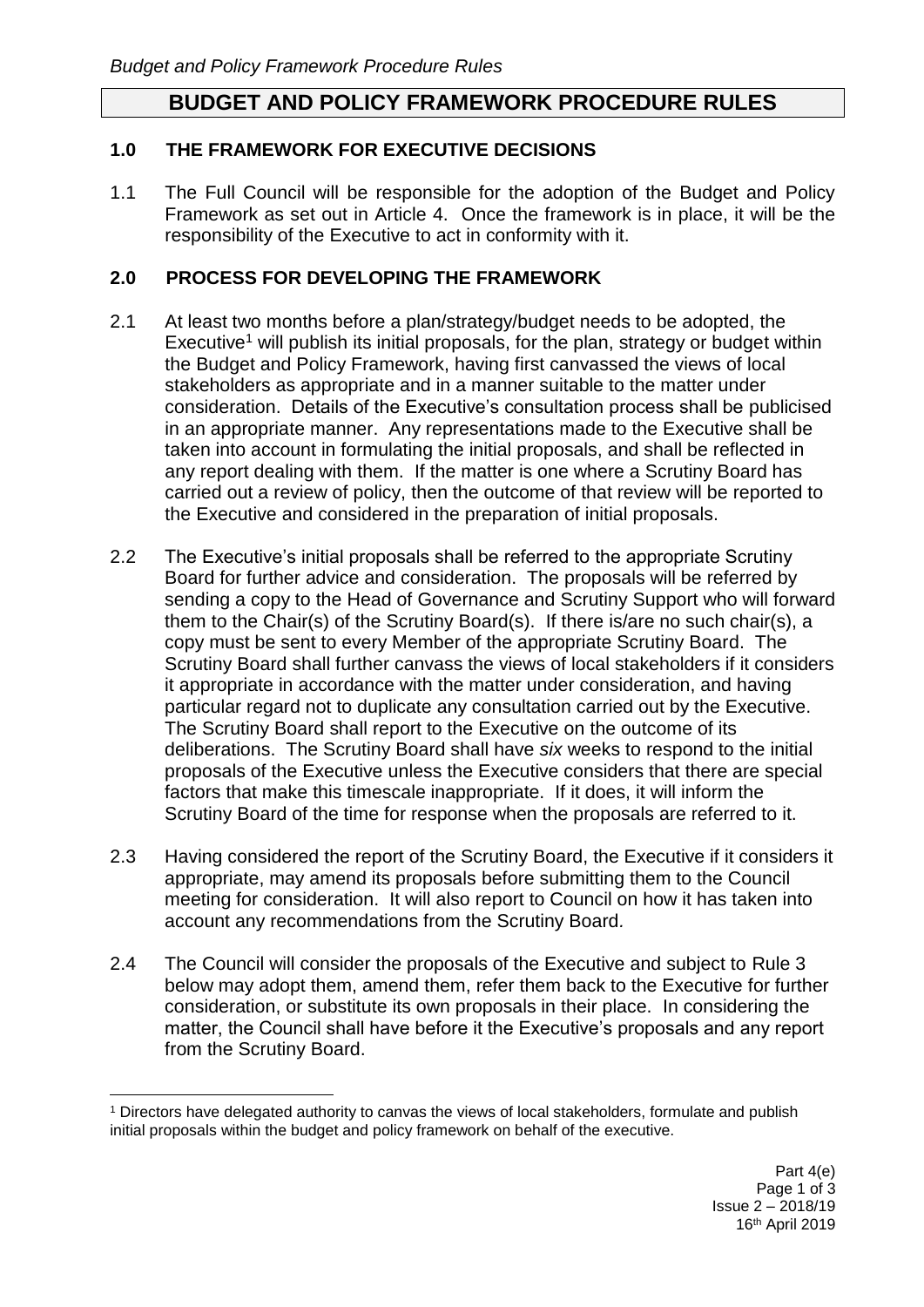# BUDGET AND POLICY FRAMEWORK PROCEDURE RULES

## 1.0 THE FRAMEWORK FOR EXECUTIVE DECISIONS

1.1 The Full Council will be responsible for the adoption of the Budget and Policy Framework as set out in Article 4. Once the framework is in place, it will be the responsibility of the Executive to act in conformity with it.

## 2.0 PROCESS FOR DEVELOPING THE FRAMEWORK

2.1 At least two months before a plan/strategy/budget needs to be adopted, the Executive[1] will publish its initial proposals, for the plan, strategy or budget within the Budget and Policy Framework, having first canvassed the views of local stakeholders as appropriate and in a manner suitable to the matter under consideration. Details of the Executive's consultation process shall be publicised in an appropriate manner. Any representations made to the Executive shall be taken into account in formulating the initial proposals, and shall be reflected in any report dealing with them. If the matter is one where a Scrutiny Board has carried out a review of policy, then the outcome of that review will be reported to the Executive and considered in the preparation of initial proposals.

2.2 The Executive's initial proposals shall be referred to the appropriate Scrutiny Board for further advice and consideration. The proposals will be referred by sending a copy to the Head of Governance and Scrutiny Support who will forward them to the Chair(s) of the Scrutiny Board(s). If there is/are no such chair(s), a copy must be sent to every Member of the appropriate Scrutiny Board. The Scrutiny Board shall further canvass the views of local stakeholders if it considers it appropriate in accordance with the matter under consideration, and having particular regard not to duplicate any consultation carried out by the Executive. The Scrutiny Board shall report to the Executive on the outcome of its deliberations. The Scrutiny Board shall have *six* weeks to respond to the initial proposals of the Executive unless the Executive considers that there are special factors that make this timescale inappropriate. If it does, it will inform the Scrutiny Board of the time for response when the proposals are referred to it.

2.3 Having considered the report of the Scrutiny Board, the Executive if it considers it appropriate, may amend its proposals before submitting them to the Council meeting for consideration. It will also report to Council on how it has taken into account any recommendations from the Scrutiny Board.

2.4 The Council will consider the proposals of the Executive and subject to Rule 3 below may adopt them, amend them, refer them back to the Executive for further consideration, or substitute its own proposals in their place. In considering the matter, the Council shall have before it the Executive's proposals and any report from the Scrutiny Board.

---

[1] Directors have delegated authority to canvas the views of local stakeholders, formulate and publish initial proposals within the budget and policy framework on behalf of the executive.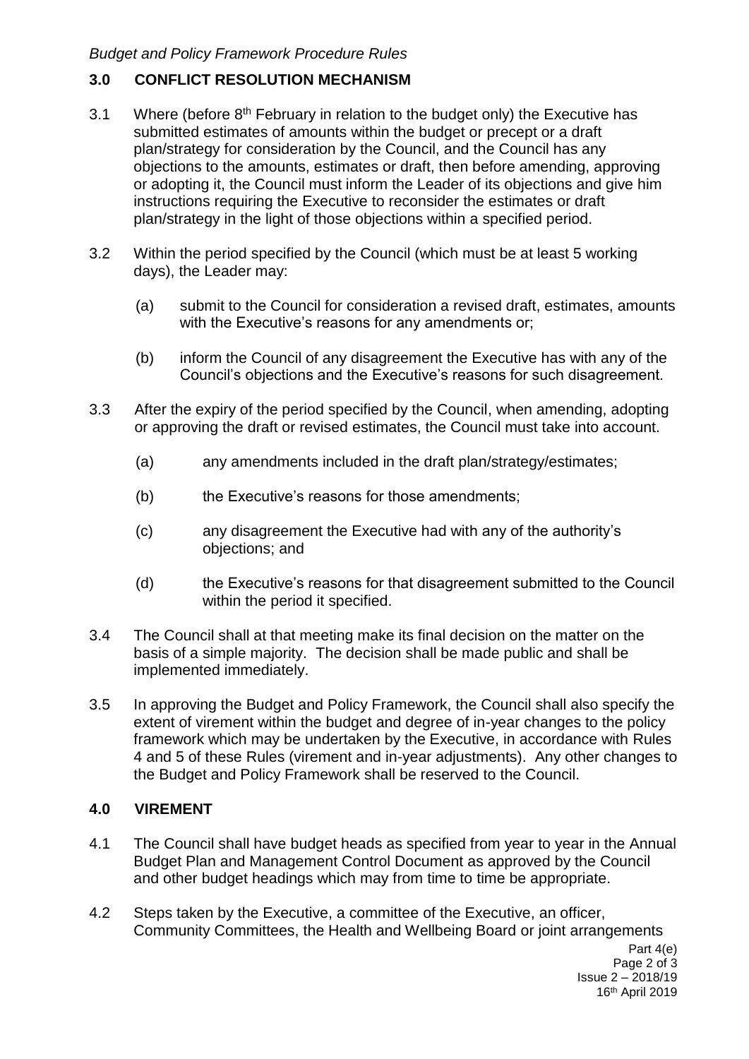## 3.0 CONFLICT RESOLUTION MECHANISM

3.1 Where (before 8th February in relation to the budget only) the Executive has submitted estimates of amounts within the budget or precept or a draft plan/strategy for consideration by the Council, and the Council has any objections to the amounts, estimates or draft, then before amending, approving or adopting it, the Council must inform the Leader of its objections and give him instructions requiring the Executive to reconsider the estimates or draft plan/strategy in the light of those objections within a specified period.

3.2 Within the period specified by the Council (which must be at least 5 working days), the Leader may:

(a) submit to the Council for consideration a revised draft, estimates, amounts with the Executive's reasons for any amendments or;

(b) inform the Council of any disagreement the Executive has with any of the Council's objections and the Executive's reasons for such disagreement.

3.3 After the expiry of the period specified by the Council, when amending, adopting or approving the draft or revised estimates, the Council must take into account.

(a) any amendments included in the draft plan/strategy/estimates;

(b) the Executive's reasons for those amendments;

(c) any disagreement the Executive had with any of the authority's objections; and

(d) the Executive's reasons for that disagreement submitted to the Council within the period it specified.

3.4 The Council shall at that meeting make its final decision on the matter on the basis of a simple majority. The decision shall be made public and shall be implemented immediately.

3.5 In approving the Budget and Policy Framework, the Council shall also specify the extent of virement within the budget and degree of in-year changes to the policy framework which may be undertaken by the Executive, in accordance with Rules 4 and 5 of these Rules (virement and in-year adjustments). Any other changes to the Budget and Policy Framework shall be reserved to the Council.

## 4.0 VIREMENT

4.1 The Council shall have budget heads as specified from year to year in the Annual Budget Plan and Management Control Document as approved by the Council and other budget headings which may from time to time be appropriate.

4.2 Steps taken by the Executive, a committee of the Executive, an officer, Community Committees, the Health and Wellbeing Board or joint arrangements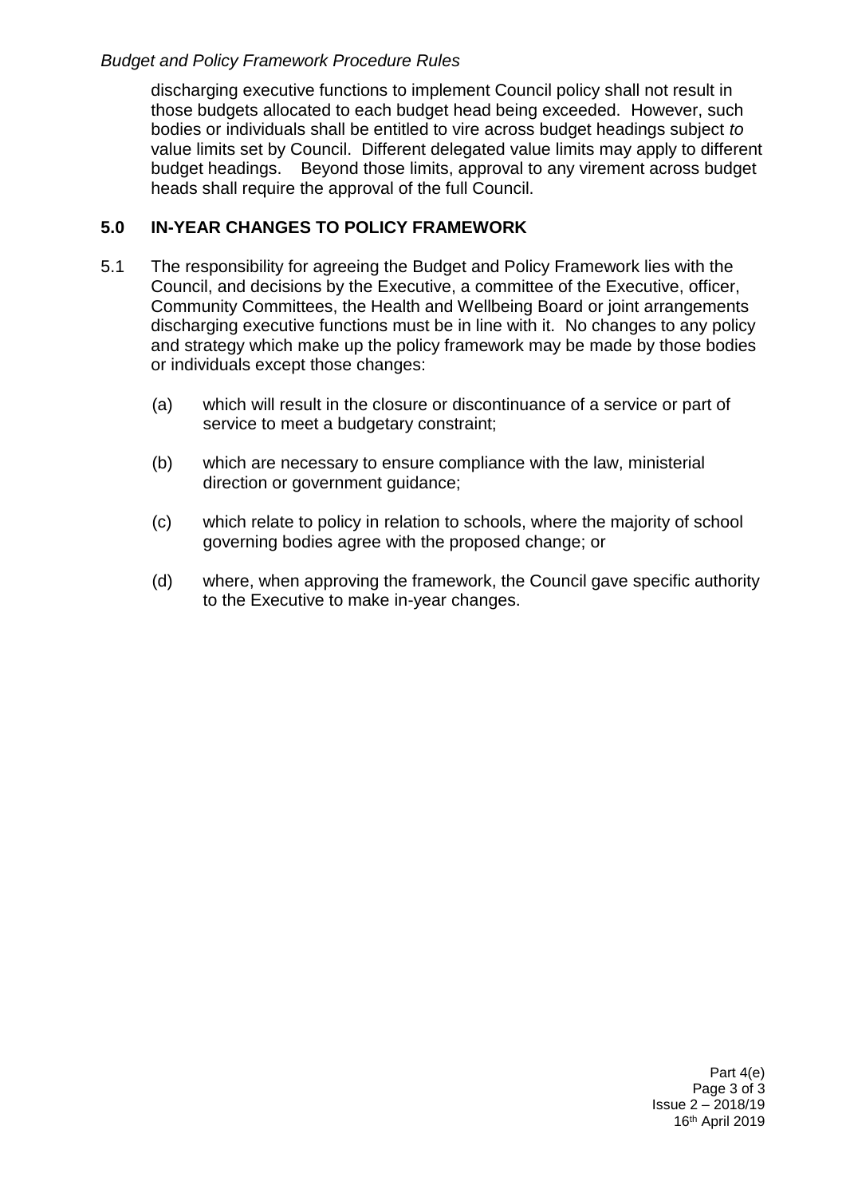discharging executive functions to implement Council policy shall not result in those budgets allocated to each budget head being exceeded. However, such bodies or individuals shall be entitled to vire across budget headings subject *to* value limits set by Council. Different delegated value limits may apply to different budget headings. Beyond those limits, approval to any virement across budget heads shall require the approval of the full Council.

## 5.0 IN-YEAR CHANGES TO POLICY FRAMEWORK

5.1 The responsibility for agreeing the Budget and Policy Framework lies with the Council, and decisions by the Executive, a committee of the Executive, officer, Community Committees, the Health and Wellbeing Board or joint arrangements discharging executive functions must be in line with it. No changes to any policy and strategy which make up the policy framework may be made by those bodies or individuals except those changes:

(a) which will result in the closure or discontinuance of a service or part of service to meet a budgetary constraint;

(b) which are necessary to ensure compliance with the law, ministerial direction or government guidance;

(c) which relate to policy in relation to schools, where the majority of school governing bodies agree with the proposed change; or

(d) where, when approving the framework, the Council gave specific authority to the Executive to make in-year changes.